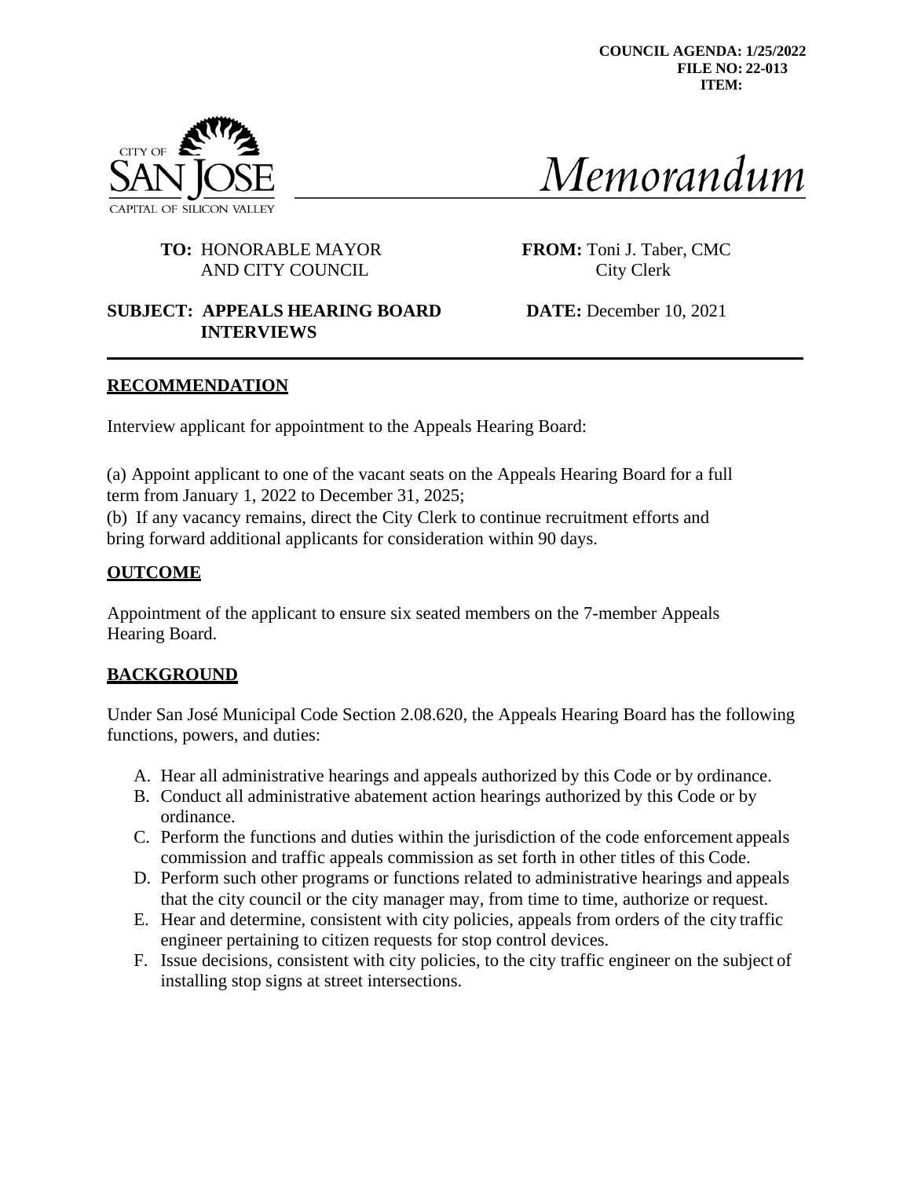**COUNCIL AGENDA: 1/25/2022**
**FILE NO: 22-013**
**ITEM:**

CITY OF SAN JOSE
CAPITAL OF SILICON VALLEY

# *Memorandum*

**TO:** HONORABLE MAYOR AND CITY COUNCIL

**FROM:** Toni J. Taber, CMC, City Clerk

**SUBJECT: APPEALS HEARING BOARD INTERVIEWS**

**DATE:** December 10, 2021

---

## RECOMMENDATION

Interview applicant for appointment to the Appeals Hearing Board:

(a) Appoint applicant to one of the vacant seats on the Appeals Hearing Board for a full term from January 1, 2022 to December 31, 2025;
(b) If any vacancy remains, direct the City Clerk to continue recruitment efforts and bring forward additional applicants for consideration within 90 days.

## OUTCOME

Appointment of the applicant to ensure six seated members on the 7-member Appeals Hearing Board.

## BACKGROUND

Under San José Municipal Code Section 2.08.620, the Appeals Hearing Board has the following functions, powers, and duties:

A. Hear all administrative hearings and appeals authorized by this Code or by ordinance.
B. Conduct all administrative abatement action hearings authorized by this Code or by ordinance.
C. Perform the functions and duties within the jurisdiction of the code enforcement appeals commission and traffic appeals commission as set forth in other titles of this Code.
D. Perform such other programs or functions related to administrative hearings and appeals that the city council or the city manager may, from time to time, authorize or request.
E. Hear and determine, consistent with city policies, appeals from orders of the city traffic engineer pertaining to citizen requests for stop control devices.
F. Issue decisions, consistent with city policies, to the city traffic engineer on the subject of installing stop signs at street intersections.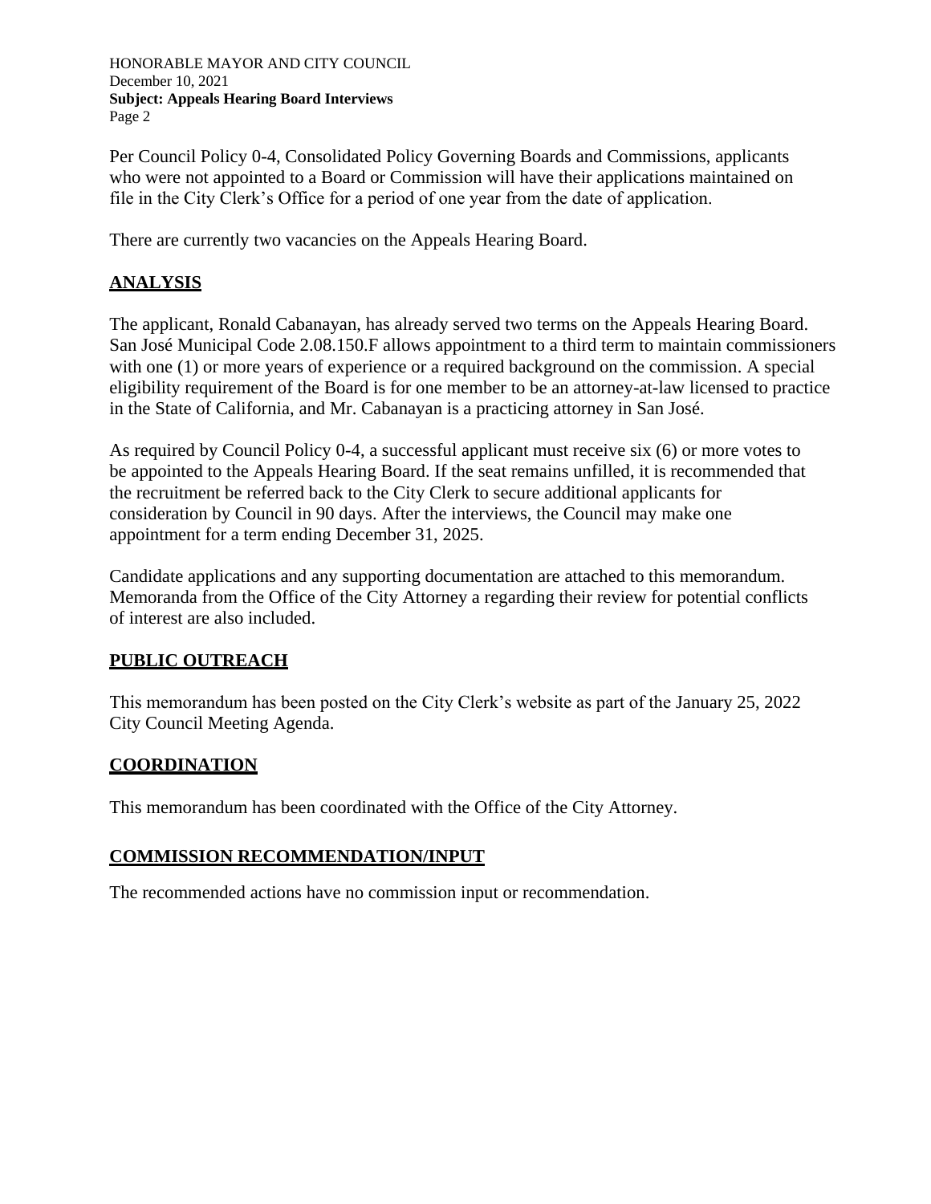Per Council Policy 0-4, Consolidated Policy Governing Boards and Commissions, applicants who were not appointed to a Board or Commission will have their applications maintained on file in the City Clerk's Office for a period of one year from the date of application.

There are currently two vacancies on the Appeals Hearing Board.

## ANALYSIS

The applicant, Ronald Cabanayan, has already served two terms on the Appeals Hearing Board. San José Municipal Code 2.08.150.F allows appointment to a third term to maintain commissioners with one (1) or more years of experience or a required background on the commission. A special eligibility requirement of the Board is for one member to be an attorney-at-law licensed to practice in the State of California, and Mr. Cabanayan is a practicing attorney in San José.

As required by Council Policy 0-4, a successful applicant must receive six (6) or more votes to be appointed to the Appeals Hearing Board. If the seat remains unfilled, it is recommended that the recruitment be referred back to the City Clerk to secure additional applicants for consideration by Council in 90 days. After the interviews, the Council may make one appointment for a term ending December 31, 2025.

Candidate applications and any supporting documentation are attached to this memorandum. Memoranda from the Office of the City Attorney a regarding their review for potential conflicts of interest are also included.

## PUBLIC OUTREACH

This memorandum has been posted on the City Clerk's website as part of the January 25, 2022 City Council Meeting Agenda.

## COORDINATION

This memorandum has been coordinated with the Office of the City Attorney.

## COMMISSION RECOMMENDATION/INPUT

The recommended actions have no commission input or recommendation.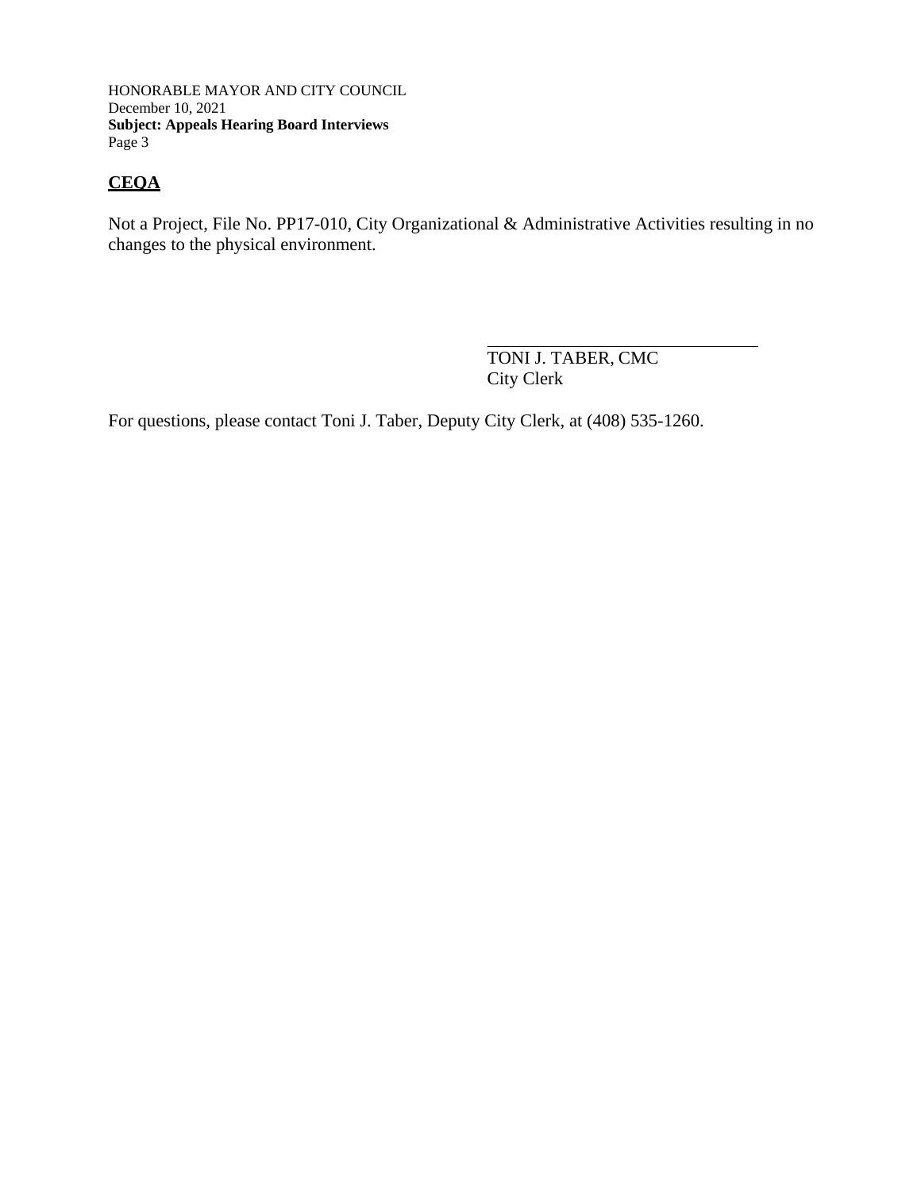## **CEQA**

Not a Project, File No. PP17-010, City Organizational & Administrative Activities resulting in no changes to the physical environment.

TONI J. TABER, CMC
City Clerk

For questions, please contact Toni J. Taber, Deputy City Clerk, at (408) 535-1260.